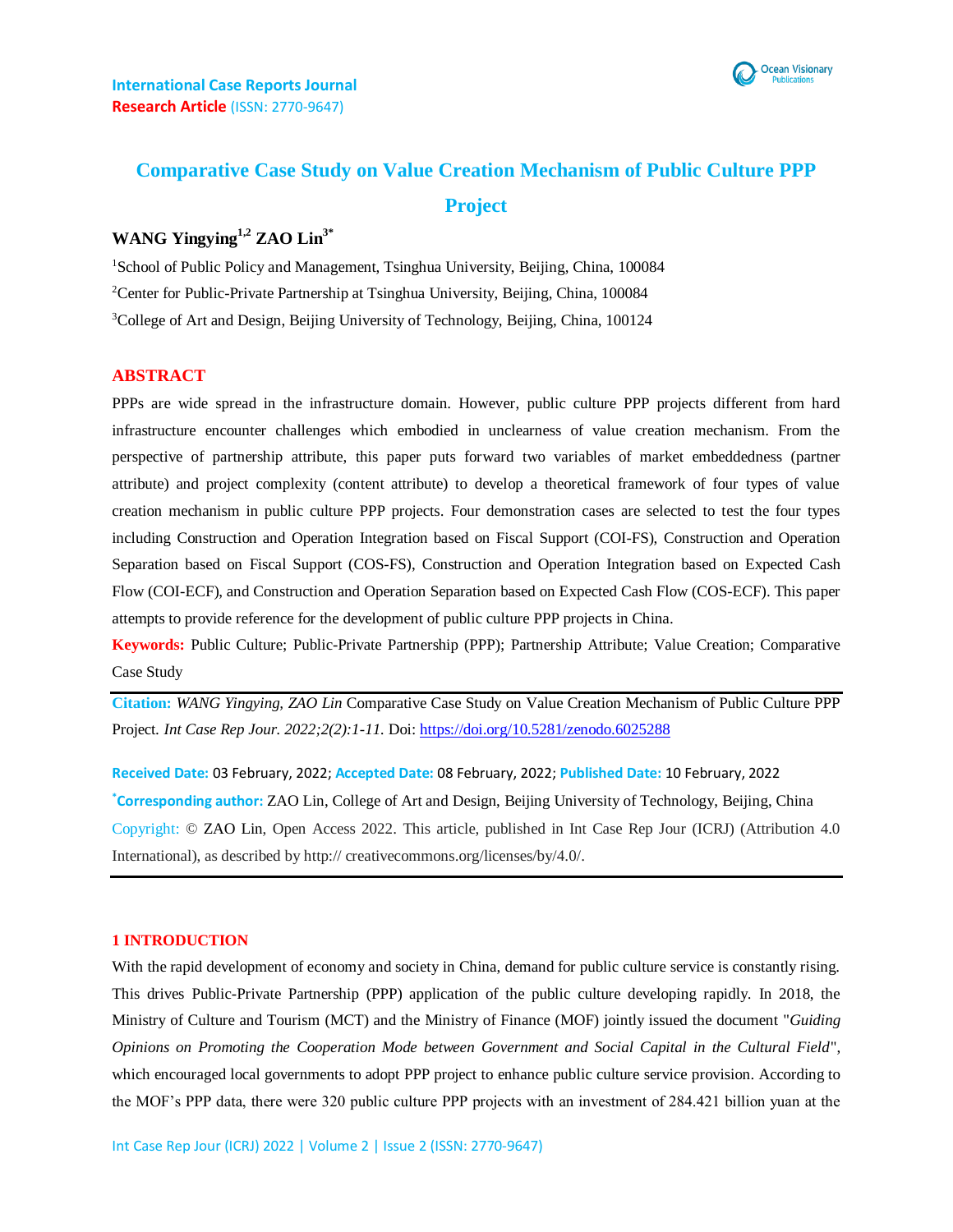International Case Reports Journal
**Research Article** (ISSN: 2770-9647)

# Comparative Case Study on Value Creation Mechanism of Public Culture PPP Project

**WANG Yingying[1,2] ZAO Lin[3*]**

[1]School of Public Policy and Management, Tsinghua University, Beijing, China, 100084

[2]Center for Public-Private Partnership at Tsinghua University, Beijing, China, 100084

[3]College of Art and Design, Beijing University of Technology, Beijing, China, 100124

## ABSTRACT

PPPs are wide spread in the infrastructure domain. However, public culture PPP projects different from hard infrastructure encounter challenges which embodied in unclearness of value creation mechanism. From the perspective of partnership attribute, this paper puts forward two variables of market embeddedness (partner attribute) and project complexity (content attribute) to develop a theoretical framework of four types of value creation mechanism in public culture PPP projects. Four demonstration cases are selected to test the four types including Construction and Operation Integration based on Fiscal Support (COI-FS), Construction and Operation Separation based on Fiscal Support (COS-FS), Construction and Operation Integration based on Expected Cash Flow (COI-ECF), and Construction and Operation Separation based on Expected Cash Flow (COS-ECF). This paper attempts to provide reference for the development of public culture PPP projects in China.

**Keywords:** Public Culture; Public-Private Partnership (PPP); Partnership Attribute; Value Creation; Comparative Case Study

**Citation:** *WANG Yingying, ZAO Lin* Comparative Case Study on Value Creation Mechanism of Public Culture PPP Project. *Int Case Rep Jour. 2022;2(2):1-11.* Doi: https://doi.org/10.5281/zenodo.6025288

**Received Date:** 03 February, 2022; **Accepted Date:** 08 February, 2022; **Published Date:** 10 February, 2022

***Corresponding author:** ZAO Lin, College of Art and Design, Beijing University of Technology, Beijing, China

Copyright: © ZAO Lin, Open Access 2022. This article, published in Int Case Rep Jour (ICRJ) (Attribution 4.0 International), as described by http:// creativecommons.org/licenses/by/4.0/.

## 1 INTRODUCTION

With the rapid development of economy and society in China, demand for public culture service is constantly rising. This drives Public-Private Partnership (PPP) application of the public culture developing rapidly. In 2018, the Ministry of Culture and Tourism (MCT) and the Ministry of Finance (MOF) jointly issued the document "*Guiding Opinions on Promoting the Cooperation Mode between Government and Social Capital in the Cultural Field*", which encouraged local governments to adopt PPP project to enhance public culture service provision. According to the MOF's PPP data, there were 320 public culture PPP projects with an investment of 284.421 billion yuan at the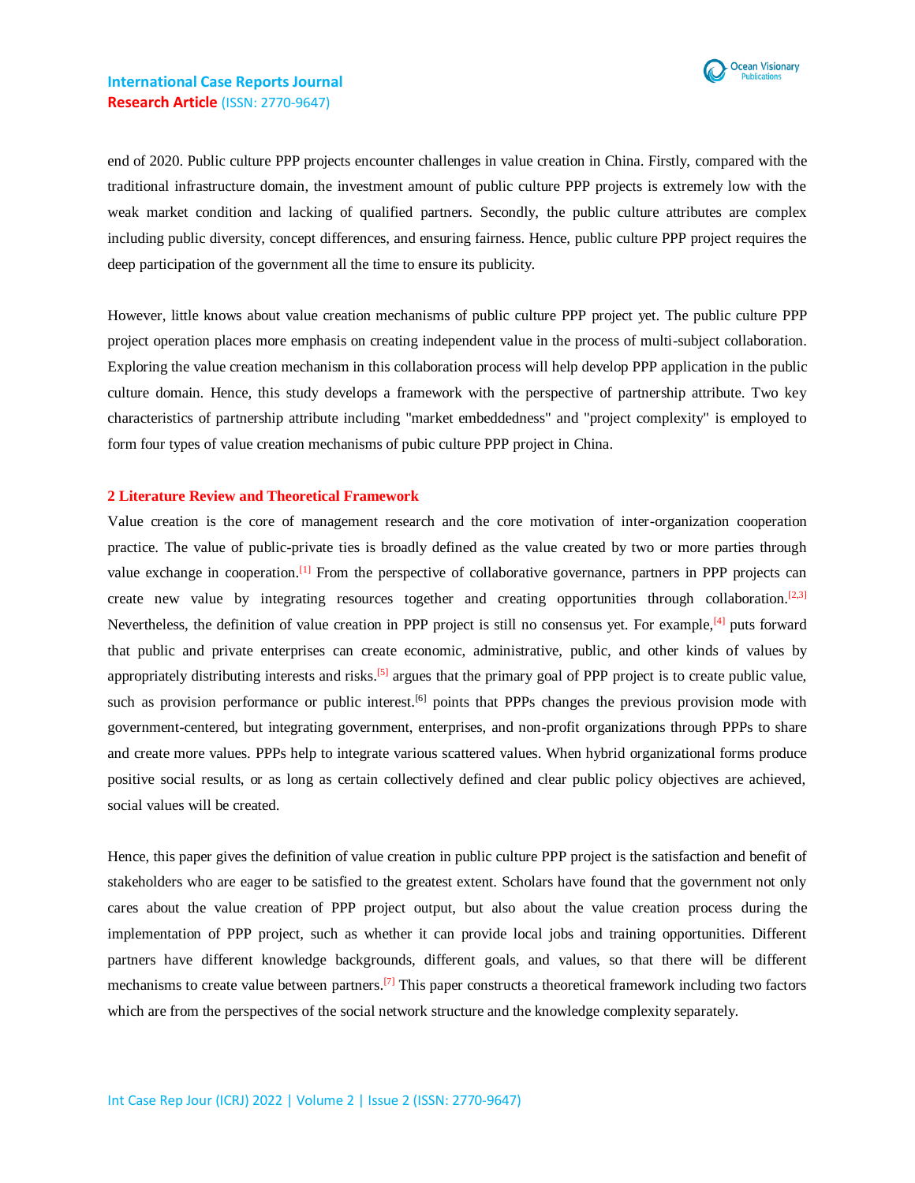end of 2020. Public culture PPP projects encounter challenges in value creation in China. Firstly, compared with the traditional infrastructure domain, the investment amount of public culture PPP projects is extremely low with the weak market condition and lacking of qualified partners. Secondly, the public culture attributes are complex including public diversity, concept differences, and ensuring fairness. Hence, public culture PPP project requires the deep participation of the government all the time to ensure its publicity.

However, little knows about value creation mechanisms of public culture PPP project yet. The public culture PPP project operation places more emphasis on creating independent value in the process of multi-subject collaboration. Exploring the value creation mechanism in this collaboration process will help develop PPP application in the public culture domain. Hence, this study develops a framework with the perspective of partnership attribute. Two key characteristics of partnership attribute including "market embeddedness" and "project complexity" is employed to form four types of value creation mechanisms of pubic culture PPP project in China.

## 2 Literature Review and Theoretical Framework

Value creation is the core of management research and the core motivation of inter-organization cooperation practice. The value of public-private ties is broadly defined as the value created by two or more parties through value exchange in cooperation.[1] From the perspective of collaborative governance, partners in PPP projects can create new value by integrating resources together and creating opportunities through collaboration.[2,3] Nevertheless, the definition of value creation in PPP project is still no consensus yet. For example,[4] puts forward that public and private enterprises can create economic, administrative, public, and other kinds of values by appropriately distributing interests and risks.[5] argues that the primary goal of PPP project is to create public value, such as provision performance or public interest.[6] points that PPPs changes the previous provision mode with government-centered, but integrating government, enterprises, and non-profit organizations through PPPs to share and create more values. PPPs help to integrate various scattered values. When hybrid organizational forms produce positive social results, or as long as certain collectively defined and clear public policy objectives are achieved, social values will be created.

Hence, this paper gives the definition of value creation in public culture PPP project is the satisfaction and benefit of stakeholders who are eager to be satisfied to the greatest extent. Scholars have found that the government not only cares about the value creation of PPP project output, but also about the value creation process during the implementation of PPP project, such as whether it can provide local jobs and training opportunities. Different partners have different knowledge backgrounds, different goals, and values, so that there will be different mechanisms to create value between partners.[7] This paper constructs a theoretical framework including two factors which are from the perspectives of the social network structure and the knowledge complexity separately.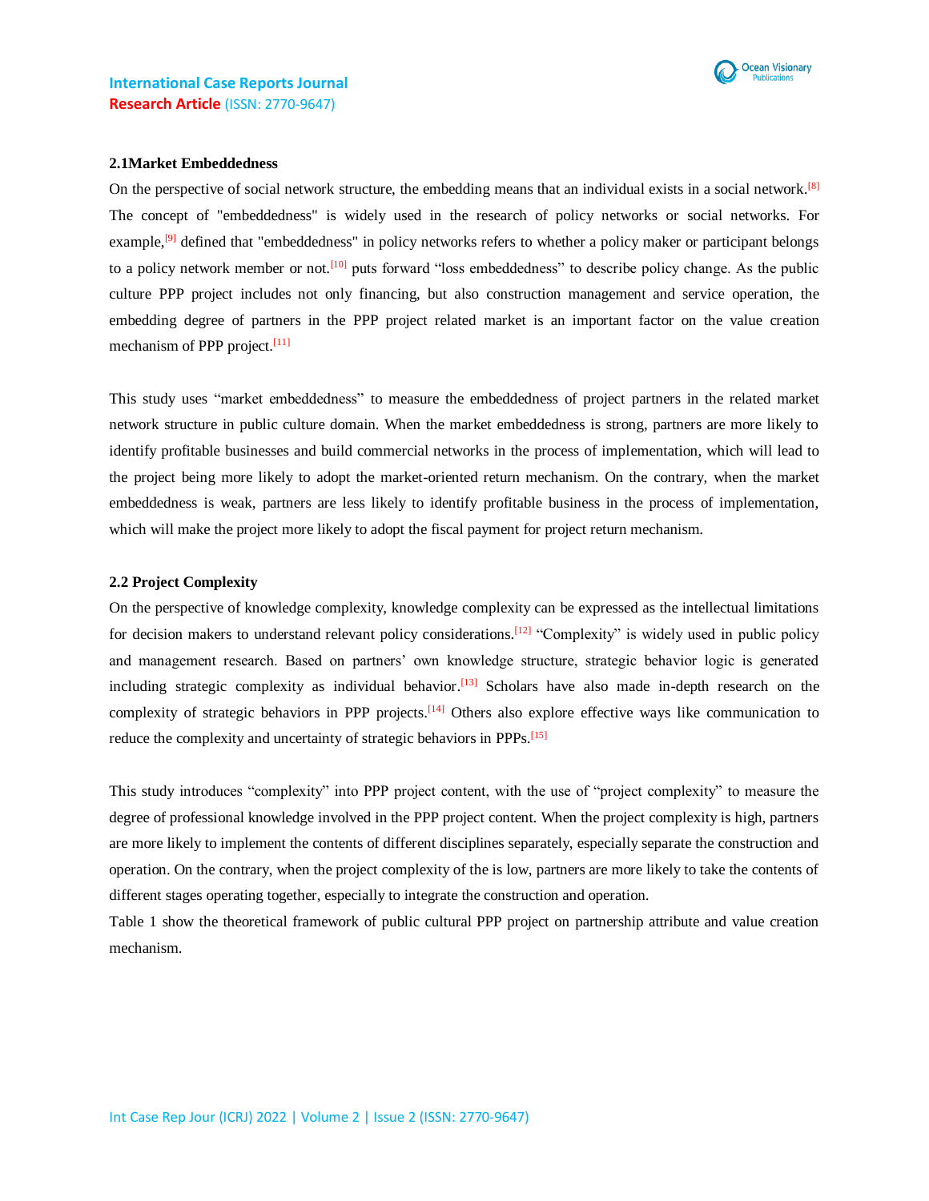### 2.1Market Embeddedness

On the perspective of social network structure, the embedding means that an individual exists in a social network.[8] The concept of "embeddedness" is widely used in the research of policy networks or social networks. For example,[9] defined that "embeddedness" in policy networks refers to whether a policy maker or participant belongs to a policy network member or not.[10] puts forward “loss embeddedness” to describe policy change. As the public culture PPP project includes not only financing, but also construction management and service operation, the embedding degree of partners in the PPP project related market is an important factor on the value creation mechanism of PPP project.[11]

This study uses “market embeddedness” to measure the embeddedness of project partners in the related market network structure in public culture domain. When the market embeddedness is strong, partners are more likely to identify profitable businesses and build commercial networks in the process of implementation, which will lead to the project being more likely to adopt the market-oriented return mechanism. On the contrary, when the market embeddedness is weak, partners are less likely to identify profitable business in the process of implementation, which will make the project more likely to adopt the fiscal payment for project return mechanism.

### 2.2 Project Complexity

On the perspective of knowledge complexity, knowledge complexity can be expressed as the intellectual limitations for decision makers to understand relevant policy considerations.[12] “Complexity” is widely used in public policy and management research. Based on partners’ own knowledge structure, strategic behavior logic is generated including strategic complexity as individual behavior.[13] Scholars have also made in-depth research on the complexity of strategic behaviors in PPP projects.[14] Others also explore effective ways like communication to reduce the complexity and uncertainty of strategic behaviors in PPPs.[15]

This study introduces “complexity” into PPP project content, with the use of “project complexity” to measure the degree of professional knowledge involved in the PPP project content. When the project complexity is high, partners are more likely to implement the contents of different disciplines separately, especially separate the construction and operation. On the contrary, when the project complexity of the is low, partners are more likely to take the contents of different stages operating together, especially to integrate the construction and operation.

Table 1 show the theoretical framework of public cultural PPP project on partnership attribute and value creation mechanism.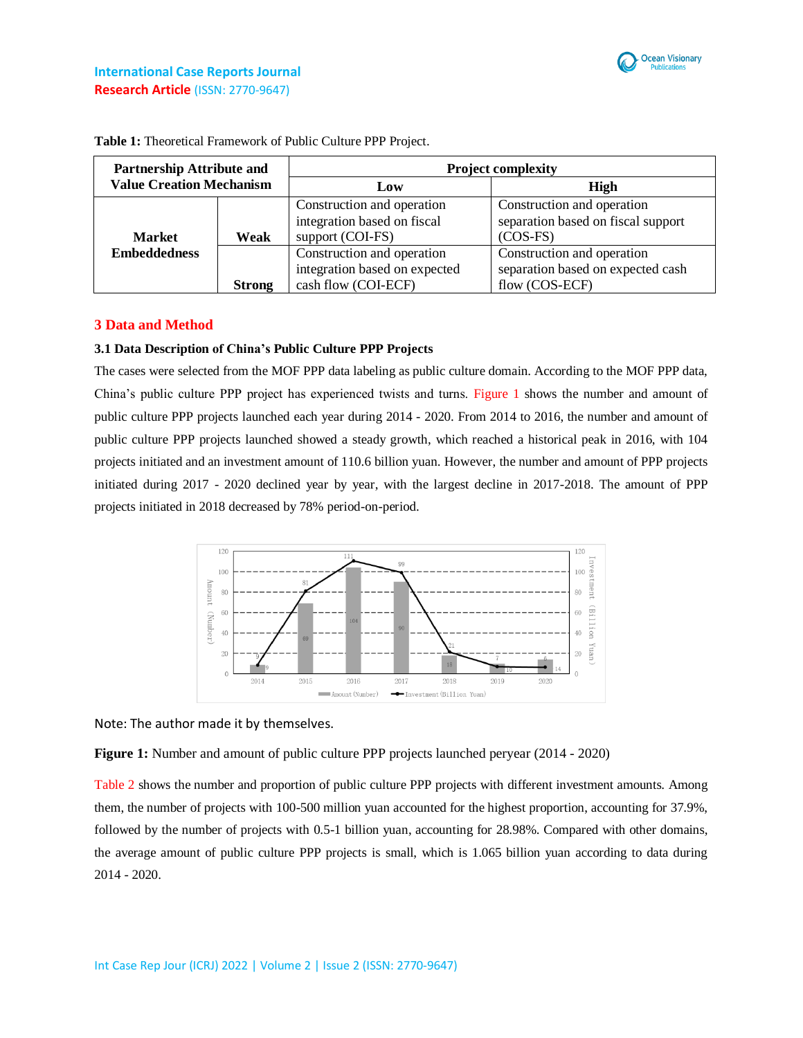**Table 1:** Theoretical Framework of Public Culture PPP Project.

| Partnership Attribute and Value Creation Mechanism | | Project complexity | |
|---|---|---|---|
| | | **Low** | **High** |
| **Market Embeddedness** | **Weak** | Construction and operation integration based on fiscal support (COI-FS) | Construction and operation separation based on fiscal support (COS-FS) |
| | **Strong** | Construction and operation integration based on expected cash flow (COI-ECF) | Construction and operation separation based on expected cash flow (COS-ECF) |

## 3 Data and Method

### 3.1 Data Description of China's Public Culture PPP Projects

The cases were selected from the MOF PPP data labeling as public culture domain. According to the MOF PPP data, China's public culture PPP project has experienced twists and turns. Figure 1 shows the number and amount of public culture PPP projects launched each year during 2014 - 2020. From 2014 to 2016, the number and amount of public culture PPP projects launched showed a steady growth, which reached a historical peak in 2016, with 104 projects initiated and an investment amount of 110.6 billion yuan. However, the number and amount of PPP projects initiated during 2017 - 2020 declined year by year, with the largest decline in 2017-2018. The amount of PPP projects initiated in 2018 decreased by 78% period-on-period.

Note: The author made it by themselves.

**Figure 1:** Number and amount of public culture PPP projects launched peryear (2014 - 2020)

Table 2 shows the number and proportion of public culture PPP projects with different investment amounts. Among them, the number of projects with 100-500 million yuan accounted for the highest proportion, accounting for 37.9%, followed by the number of projects with 0.5-1 billion yuan, accounting for 28.98%. Compared with other domains, the average amount of public culture PPP projects is small, which is 1.065 billion yuan according to data during 2014 - 2020.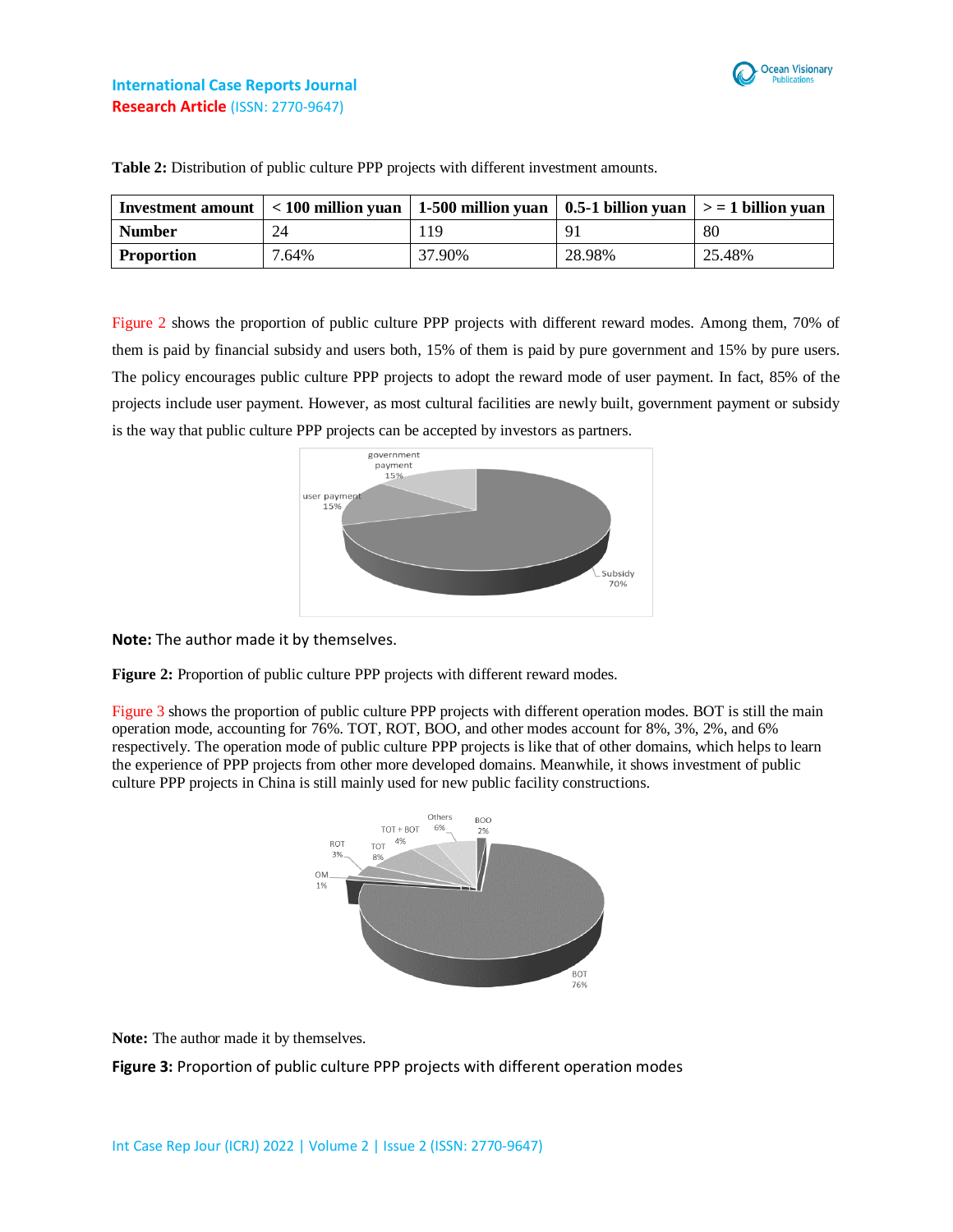**Table 2:** Distribution of public culture PPP projects with different investment amounts.

| Investment amount | < 100 million yuan | 1-500 million yuan | 0.5-1 billion yuan | > = 1 billion yuan |
|---|---|---|---|---|
| **Number** | 24 | 119 | 91 | 80 |
| **Proportion** | 7.64% | 37.90% | 28.98% | 25.48% |

Figure 2 shows the proportion of public culture PPP projects with different reward modes. Among them, 70% of them is paid by financial subsidy and users both, 15% of them is paid by pure government and 15% by pure users. The policy encourages public culture PPP projects to adopt the reward mode of user payment. In fact, 85% of the projects include user payment. However, as most cultural facilities are newly built, government payment or subsidy is the way that public culture PPP projects can be accepted by investors as partners.

**Note:** The author made it by themselves.

**Figure 2:** Proportion of public culture PPP projects with different reward modes.

Figure 3 shows the proportion of public culture PPP projects with different operation modes. BOT is still the main operation mode, accounting for 76%. TOT, ROT, BOO, and other modes account for 8%, 3%, 2%, and 6% respectively. The operation mode of public culture PPP projects is like that of other domains, which helps to learn the experience of PPP projects from other more developed domains. Meanwhile, it shows investment of public culture PPP projects in China is still mainly used for new public facility constructions.

**Note:** The author made it by themselves.

**Figure 3:** Proportion of public culture PPP projects with different operation modes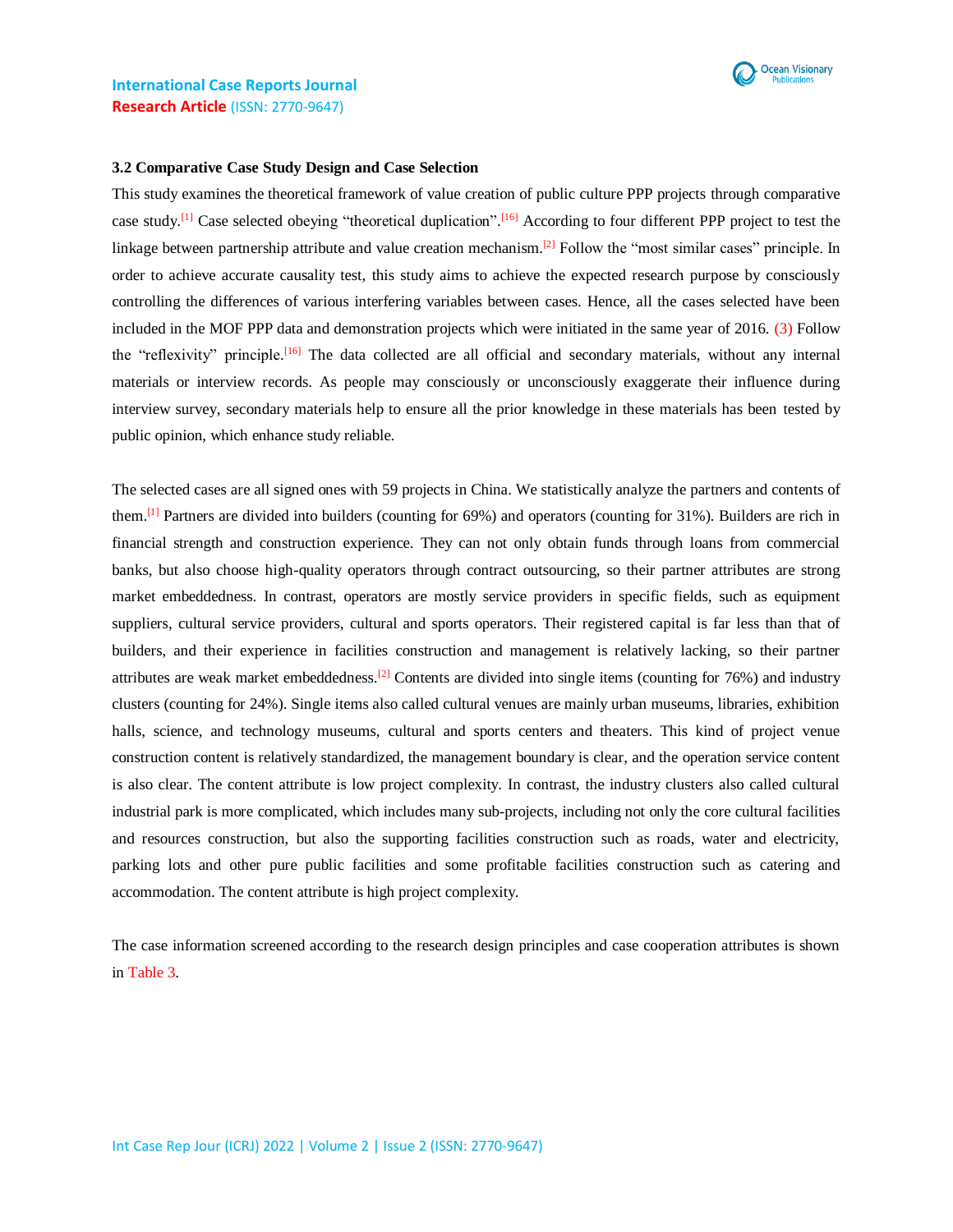### 3.2 Comparative Case Study Design and Case Selection

This study examines the theoretical framework of value creation of public culture PPP projects through comparative case study.[1] Case selected obeying "theoretical duplication".[16] According to four different PPP project to test the linkage between partnership attribute and value creation mechanism.[2] Follow the "most similar cases" principle. In order to achieve accurate causality test, this study aims to achieve the expected research purpose by consciously controlling the differences of various interfering variables between cases. Hence, all the cases selected have been included in the MOF PPP data and demonstration projects which were initiated in the same year of 2016. (3) Follow the "reflexivity" principle.[16] The data collected are all official and secondary materials, without any internal materials or interview records. As people may consciously or unconsciously exaggerate their influence during interview survey, secondary materials help to ensure all the prior knowledge in these materials has been tested by public opinion, which enhance study reliable.

The selected cases are all signed ones with 59 projects in China. We statistically analyze the partners and contents of them.[1] Partners are divided into builders (counting for 69%) and operators (counting for 31%). Builders are rich in financial strength and construction experience. They can not only obtain funds through loans from commercial banks, but also choose high-quality operators through contract outsourcing, so their partner attributes are strong market embeddedness. In contrast, operators are mostly service providers in specific fields, such as equipment suppliers, cultural service providers, cultural and sports operators. Their registered capital is far less than that of builders, and their experience in facilities construction and management is relatively lacking, so their partner attributes are weak market embeddedness.[2] Contents are divided into single items (counting for 76%) and industry clusters (counting for 24%). Single items also called cultural venues are mainly urban museums, libraries, exhibition halls, science, and technology museums, cultural and sports centers and theaters. This kind of project venue construction content is relatively standardized, the management boundary is clear, and the operation service content is also clear. The content attribute is low project complexity. In contrast, the industry clusters also called cultural industrial park is more complicated, which includes many sub-projects, including not only the core cultural facilities and resources construction, but also the supporting facilities construction such as roads, water and electricity, parking lots and other pure public facilities and some profitable facilities construction such as catering and accommodation. The content attribute is high project complexity.

The case information screened according to the research design principles and case cooperation attributes is shown in Table 3.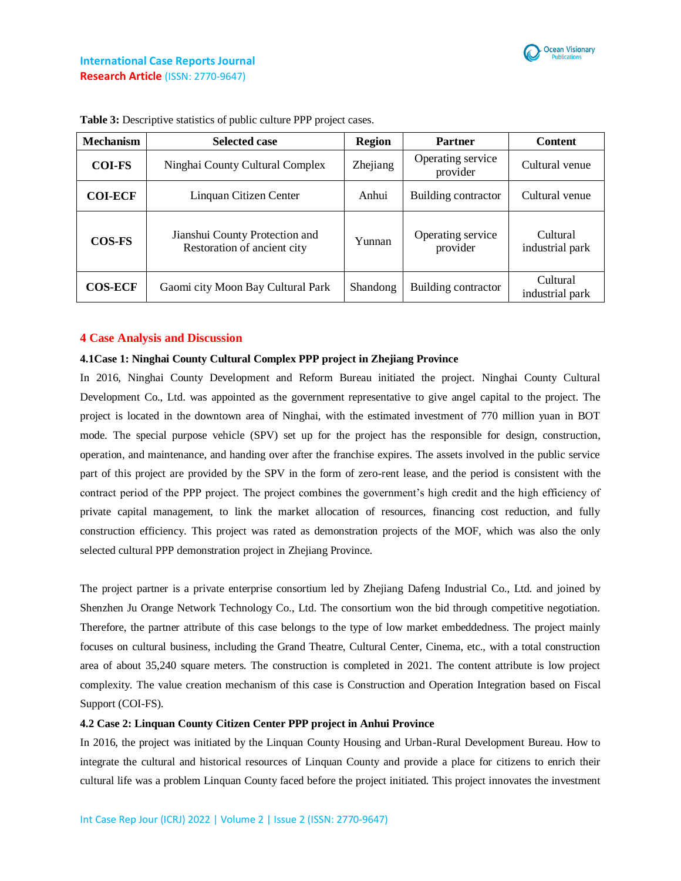**Table 3:** Descriptive statistics of public culture PPP project cases.

| Mechanism | Selected case | Region | Partner | Content |
|---|---|---|---|---|
| **COI-FS** | Ninghai County Cultural Complex | Zhejiang | Operating service provider | Cultural venue |
| **COI-ECF** | Linquan Citizen Center | Anhui | Building contractor | Cultural venue |
| **COS-FS** | Jianshui County Protection and Restoration of ancient city | Yunnan | Operating service provider | Cultural industrial park |
| **COS-ECF** | Gaomi city Moon Bay Cultural Park | Shandong | Building contractor | Cultural industrial park |

## 4 Case Analysis and Discussion

### 4.1Case 1: Ninghai County Cultural Complex PPP project in Zhejiang Province

In 2016, Ninghai County Development and Reform Bureau initiated the project. Ninghai County Cultural Development Co., Ltd. was appointed as the government representative to give angel capital to the project. The project is located in the downtown area of Ninghai, with the estimated investment of 770 million yuan in BOT mode. The special purpose vehicle (SPV) set up for the project has the responsible for design, construction, operation, and maintenance, and handing over after the franchise expires. The assets involved in the public service part of this project are provided by the SPV in the form of zero-rent lease, and the period is consistent with the contract period of the PPP project. The project combines the government's high credit and the high efficiency of private capital management, to link the market allocation of resources, financing cost reduction, and fully construction efficiency. This project was rated as demonstration projects of the MOF, which was also the only selected cultural PPP demonstration project in Zhejiang Province.

The project partner is a private enterprise consortium led by Zhejiang Dafeng Industrial Co., Ltd. and joined by Shenzhen Ju Orange Network Technology Co., Ltd. The consortium won the bid through competitive negotiation. Therefore, the partner attribute of this case belongs to the type of low market embeddedness. The project mainly focuses on cultural business, including the Grand Theatre, Cultural Center, Cinema, etc., with a total construction area of about 35,240 square meters. The construction is completed in 2021. The content attribute is low project complexity. The value creation mechanism of this case is Construction and Operation Integration based on Fiscal Support (COI-FS).

### 4.2 Case 2: Linquan County Citizen Center PPP project in Anhui Province

In 2016, the project was initiated by the Linquan County Housing and Urban-Rural Development Bureau. How to integrate the cultural and historical resources of Linquan County and provide a place for citizens to enrich their cultural life was a problem Linquan County faced before the project initiated. This project innovates the investment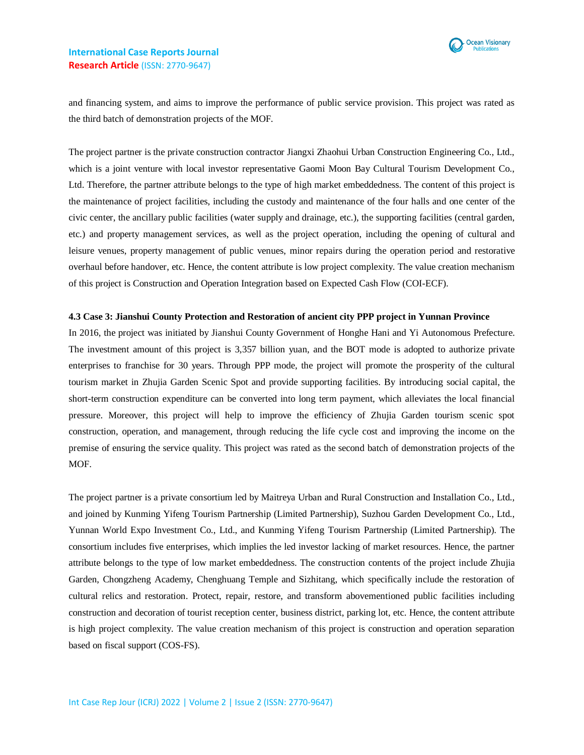and financing system, and aims to improve the performance of public service provision. This project was rated as the third batch of demonstration projects of the MOF.

The project partner is the private construction contractor Jiangxi Zhaohui Urban Construction Engineering Co., Ltd., which is a joint venture with local investor representative Gaomi Moon Bay Cultural Tourism Development Co., Ltd. Therefore, the partner attribute belongs to the type of high market embeddedness. The content of this project is the maintenance of project facilities, including the custody and maintenance of the four halls and one center of the civic center, the ancillary public facilities (water supply and drainage, etc.), the supporting facilities (central garden, etc.) and property management services, as well as the project operation, including the opening of cultural and leisure venues, property management of public venues, minor repairs during the operation period and restorative overhaul before handover, etc. Hence, the content attribute is low project complexity. The value creation mechanism of this project is Construction and Operation Integration based on Expected Cash Flow (COI-ECF).

### 4.3 Case 3: Jianshui County Protection and Restoration of ancient city PPP project in Yunnan Province

In 2016, the project was initiated by Jianshui County Government of Honghe Hani and Yi Autonomous Prefecture. The investment amount of this project is 3,357 billion yuan, and the BOT mode is adopted to authorize private enterprises to franchise for 30 years. Through PPP mode, the project will promote the prosperity of the cultural tourism market in Zhujia Garden Scenic Spot and provide supporting facilities. By introducing social capital, the short-term construction expenditure can be converted into long term payment, which alleviates the local financial pressure. Moreover, this project will help to improve the efficiency of Zhujia Garden tourism scenic spot construction, operation, and management, through reducing the life cycle cost and improving the income on the premise of ensuring the service quality. This project was rated as the second batch of demonstration projects of the MOF.

The project partner is a private consortium led by Maitreya Urban and Rural Construction and Installation Co., Ltd., and joined by Kunming Yifeng Tourism Partnership (Limited Partnership), Suzhou Garden Development Co., Ltd., Yunnan World Expo Investment Co., Ltd., and Kunming Yifeng Tourism Partnership (Limited Partnership). The consortium includes five enterprises, which implies the led investor lacking of market resources. Hence, the partner attribute belongs to the type of low market embeddedness. The construction contents of the project include Zhujia Garden, Chongzheng Academy, Chenghuang Temple and Sizhitang, which specifically include the restoration of cultural relics and restoration. Protect, repair, restore, and transform abovementioned public facilities including construction and decoration of tourist reception center, business district, parking lot, etc. Hence, the content attribute is high project complexity. The value creation mechanism of this project is construction and operation separation based on fiscal support (COS-FS).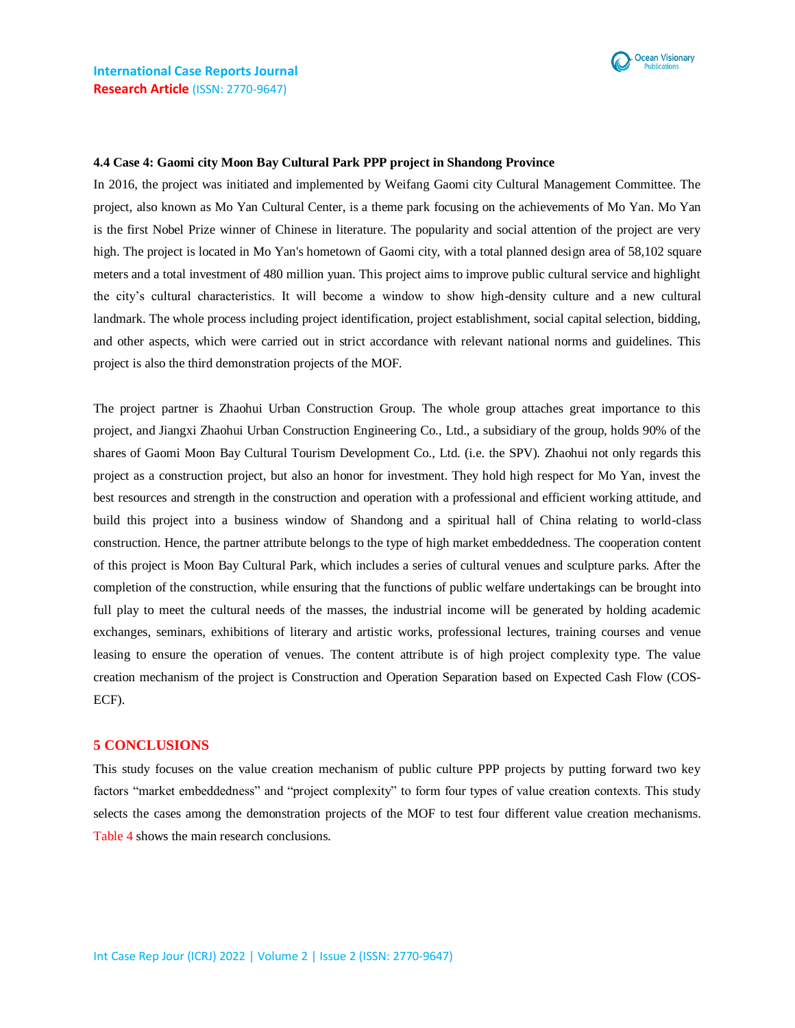### 4.4 Case 4: Gaomi city Moon Bay Cultural Park PPP project in Shandong Province

In 2016, the project was initiated and implemented by Weifang Gaomi city Cultural Management Committee. The project, also known as Mo Yan Cultural Center, is a theme park focusing on the achievements of Mo Yan. Mo Yan is the first Nobel Prize winner of Chinese in literature. The popularity and social attention of the project are very high. The project is located in Mo Yan's hometown of Gaomi city, with a total planned design area of 58,102 square meters and a total investment of 480 million yuan. This project aims to improve public cultural service and highlight the city's cultural characteristics. It will become a window to show high-density culture and a new cultural landmark. The whole process including project identification, project establishment, social capital selection, bidding, and other aspects, which were carried out in strict accordance with relevant national norms and guidelines. This project is also the third demonstration projects of the MOF.

The project partner is Zhaohui Urban Construction Group. The whole group attaches great importance to this project, and Jiangxi Zhaohui Urban Construction Engineering Co., Ltd., a subsidiary of the group, holds 90% of the shares of Gaomi Moon Bay Cultural Tourism Development Co., Ltd. (i.e. the SPV). Zhaohui not only regards this project as a construction project, but also an honor for investment. They hold high respect for Mo Yan, invest the best resources and strength in the construction and operation with a professional and efficient working attitude, and build this project into a business window of Shandong and a spiritual hall of China relating to world-class construction. Hence, the partner attribute belongs to the type of high market embeddedness. The cooperation content of this project is Moon Bay Cultural Park, which includes a series of cultural venues and sculpture parks. After the completion of the construction, while ensuring that the functions of public welfare undertakings can be brought into full play to meet the cultural needs of the masses, the industrial income will be generated by holding academic exchanges, seminars, exhibitions of literary and artistic works, professional lectures, training courses and venue leasing to ensure the operation of venues. The content attribute is of high project complexity type. The value creation mechanism of the project is Construction and Operation Separation based on Expected Cash Flow (COS-ECF).

## 5 CONCLUSIONS

This study focuses on the value creation mechanism of public culture PPP projects by putting forward two key factors "market embeddedness" and "project complexity" to form four types of value creation contexts. This study selects the cases among the demonstration projects of the MOF to test four different value creation mechanisms. Table 4 shows the main research conclusions.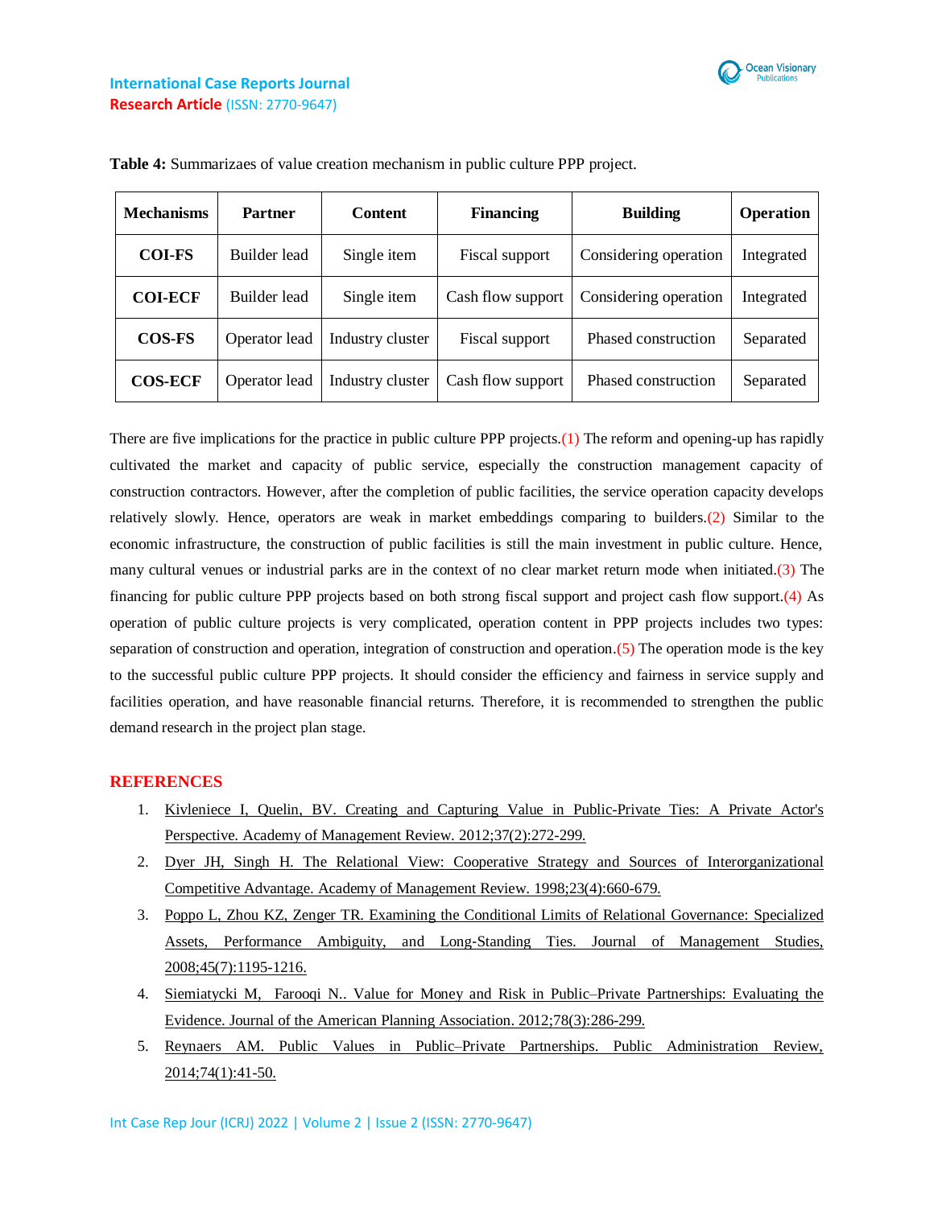**Table 4:** Summarizaes of value creation mechanism in public culture PPP project.

| Mechanisms | Partner | Content | Financing | Building | Operation |
| --- | --- | --- | --- | --- | --- |
| **COI-FS** | Builder lead | Single item | Fiscal support | Considering operation | Integrated |
| **COI-ECF** | Builder lead | Single item | Cash flow support | Considering operation | Integrated |
| **COS-FS** | Operator lead | Industry cluster | Fiscal support | Phased construction | Separated |
| **COS-ECF** | Operator lead | Industry cluster | Cash flow support | Phased construction | Separated |

There are five implications for the practice in public culture PPP projects.(1) The reform and opening-up has rapidly cultivated the market and capacity of public service, especially the construction management capacity of construction contractors. However, after the completion of public facilities, the service operation capacity develops relatively slowly. Hence, operators are weak in market embeddings comparing to builders.(2) Similar to the economic infrastructure, the construction of public facilities is still the main investment in public culture. Hence, many cultural venues or industrial parks are in the context of no clear market return mode when initiated.(3) The financing for public culture PPP projects based on both strong fiscal support and project cash flow support.(4) As operation of public culture projects is very complicated, operation content in PPP projects includes two types: separation of construction and operation, integration of construction and operation.(5) The operation mode is the key to the successful public culture PPP projects. It should consider the efficiency and fairness in service supply and facilities operation, and have reasonable financial returns. Therefore, it is recommended to strengthen the public demand research in the project plan stage.

## REFERENCES

1. Kivleniece I, Quelin, BV. Creating and Capturing Value in Public-Private Ties: A Private Actor's Perspective. Academy of Management Review. 2012;37(2):272-299.
2. Dyer JH, Singh H. The Relational View: Cooperative Strategy and Sources of Interorganizational Competitive Advantage. Academy of Management Review. 1998;23(4):660-679.
3. Poppo L, Zhou KZ, Zenger TR. Examining the Conditional Limits of Relational Governance: Specialized Assets, Performance Ambiguity, and Long-Standing Ties. Journal of Management Studies, 2008;45(7):1195-1216.
4. Siemiatycki M, Farooqi N.. Value for Money and Risk in Public–Private Partnerships: Evaluating the Evidence. Journal of the American Planning Association. 2012;78(3):286-299.
5. Reynaers AM. Public Values in Public–Private Partnerships. Public Administration Review, 2014;74(1):41-50.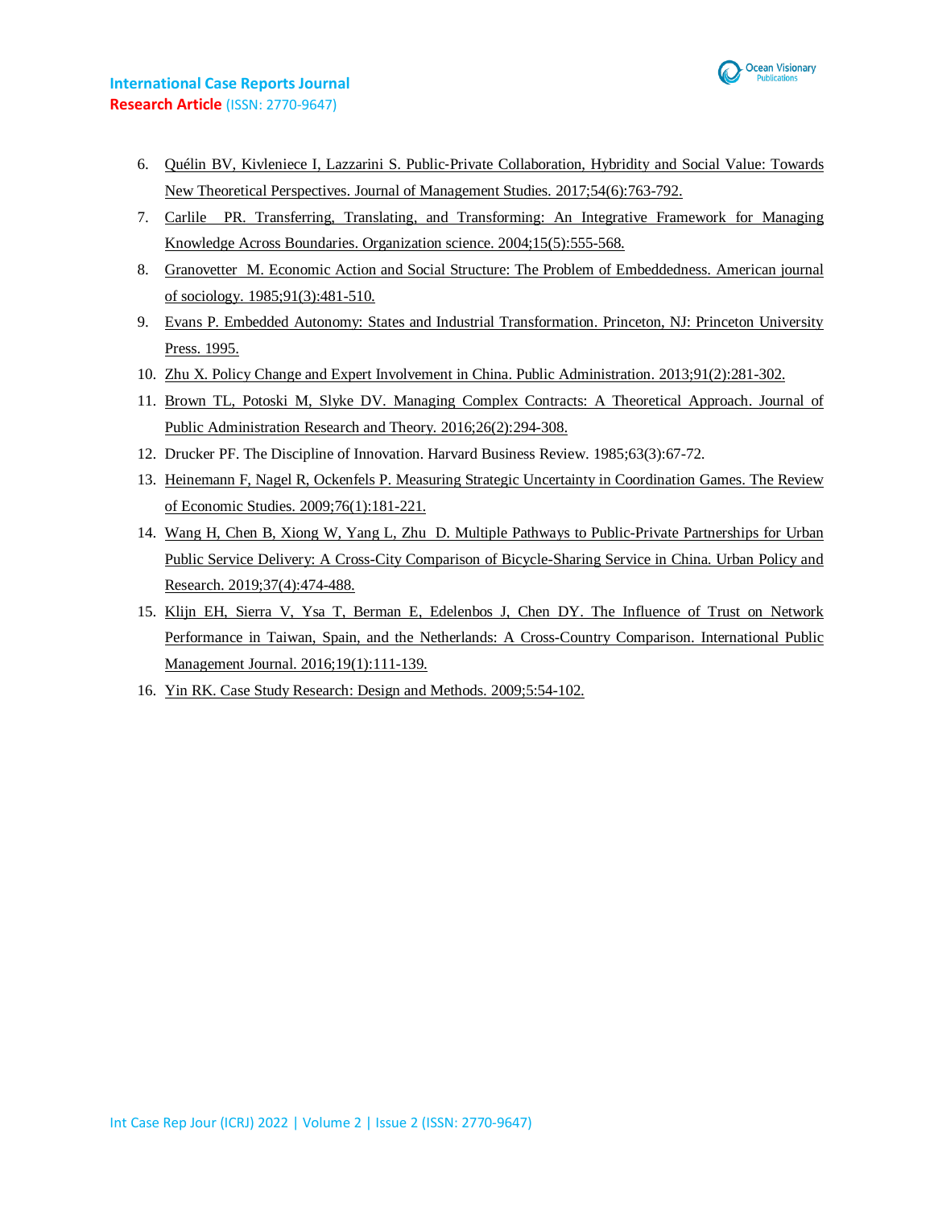6. Quélin BV, Kivleniece I, Lazzarini S. Public-Private Collaboration, Hybridity and Social Value: Towards New Theoretical Perspectives. Journal of Management Studies. 2017;54(6):763-792.
7. Carlile PR. Transferring, Translating, and Transforming: An Integrative Framework for Managing Knowledge Across Boundaries. Organization science. 2004;15(5):555-568.
8. Granovetter M. Economic Action and Social Structure: The Problem of Embeddedness. American journal of sociology. 1985;91(3):481-510.
9. Evans P. Embedded Autonomy: States and Industrial Transformation. Princeton, NJ: Princeton University Press. 1995.
10. Zhu X. Policy Change and Expert Involvement in China. Public Administration. 2013;91(2):281-302.
11. Brown TL, Potoski M, Slyke DV. Managing Complex Contracts: A Theoretical Approach. Journal of Public Administration Research and Theory. 2016;26(2):294-308.
12. Drucker PF. The Discipline of Innovation. Harvard Business Review. 1985;63(3):67-72.
13. Heinemann F, Nagel R, Ockenfels P. Measuring Strategic Uncertainty in Coordination Games. The Review of Economic Studies. 2009;76(1):181-221.
14. Wang H, Chen B, Xiong W, Yang L, Zhu D. Multiple Pathways to Public-Private Partnerships for Urban Public Service Delivery: A Cross-City Comparison of Bicycle-Sharing Service in China. Urban Policy and Research. 2019;37(4):474-488.
15. Klijn EH, Sierra V, Ysa T, Berman E, Edelenbos J, Chen DY. The Influence of Trust on Network Performance in Taiwan, Spain, and the Netherlands: A Cross-Country Comparison. International Public Management Journal. 2016;19(1):111-139.
16. Yin RK. Case Study Research: Design and Methods. 2009;5:54-102.